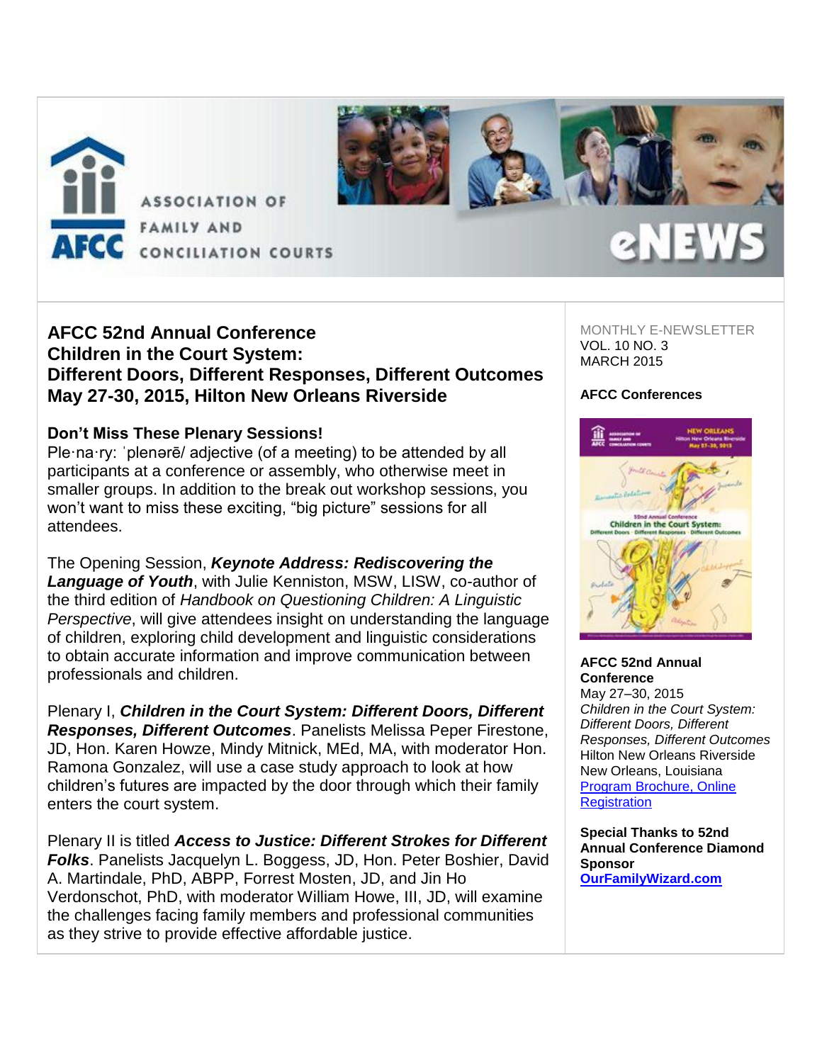ASSOCIATION OF FAMILY AND CONCILIATION COURTS

eNEWS

# AFCC 52nd Annual Conference
# Children in the Court System: Different Doors, Different Responses, Different Outcomes
# May 27-30, 2015, Hilton New Orleans Riverside

## Don't Miss These Plenary Sessions!

Ple·na·ry: ˈplenərē/ adjective (of a meeting) to be attended by all participants at a conference or assembly, who otherwise meet in smaller groups. In addition to the break out workshop sessions, you won't want to miss these exciting, "big picture" sessions for all attendees.

The Opening Session, ***Keynote Address: Rediscovering the Language of Youth***, with Julie Kenniston, MSW, LISW, co-author of the third edition of *Handbook on Questioning Children: A Linguistic Perspective*, will give attendees insight on understanding the language of children, exploring child development and linguistic considerations to obtain accurate information and improve communication between professionals and children.

Plenary I, ***Children in the Court System: Different Doors, Different Responses, Different Outcomes***. Panelists Melissa Peper Firestone, JD, Hon. Karen Howze, Mindy Mitnick, MEd, MA, with moderator Hon. Ramona Gonzalez, will use a case study approach to look at how children's futures are impacted by the door through which their family enters the court system.

Plenary II is titled ***Access to Justice: Different Strokes for Different Folks***. Panelists Jacquelyn L. Boggess, JD, Hon. Peter Boshier, David A. Martindale, PhD, ABPP, Forrest Mosten, JD, and Jin Ho Verdonschot, PhD, with moderator William Howe, III, JD, will examine the challenges facing family members and professional communities as they strive to provide effective affordable justice.

MONTHLY E-NEWSLETTER
VOL. 10 NO. 3
MARCH 2015

**AFCC Conferences**

**AFCC 52nd Annual Conference**
May 27–30, 2015
*Children in the Court System: Different Doors, Different Responses, Different Outcomes*
Hilton New Orleans Riverside
New Orleans, Louisiana
Program Brochure, Online Registration

**Special Thanks to 52nd Annual Conference Diamond Sponsor**
**OurFamilyWizard.com**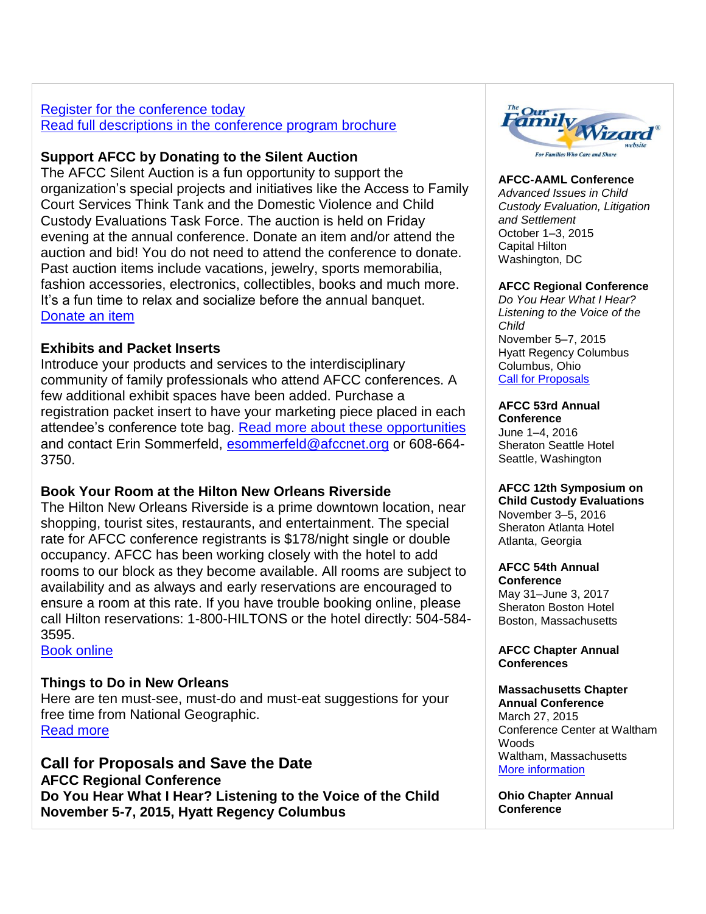Register for the conference today
Read full descriptions in the conference program brochure

**Support AFCC by Donating to the Silent Auction**
The AFCC Silent Auction is a fun opportunity to support the organization's special projects and initiatives like the Access to Family Court Services Think Tank and the Domestic Violence and Child Custody Evaluations Task Force. The auction is held on Friday evening at the annual conference. Donate an item and/or attend the auction and bid! You do not need to attend the conference to donate. Past auction items include vacations, jewelry, sports memorabilia, fashion accessories, electronics, collectibles, books and much more. It's a fun time to relax and socialize before the annual banquet.
Donate an item

**Exhibits and Packet Inserts**
Introduce your products and services to the interdisciplinary community of family professionals who attend AFCC conferences. A few additional exhibit spaces have been added. Purchase a registration packet insert to have your marketing piece placed in each attendee's conference tote bag. Read more about these opportunities and contact Erin Sommerfeld, esommerfeld@afccnet.org or 608-664-3750.

**Book Your Room at the Hilton New Orleans Riverside**
The Hilton New Orleans Riverside is a prime downtown location, near shopping, tourist sites, restaurants, and entertainment. The special rate for AFCC conference registrants is $178/night single or double occupancy. AFCC has been working closely with the hotel to add rooms to our block as they become available. All rooms are subject to availability and as always and early reservations are encouraged to ensure a room at this rate. If you have trouble booking online, please call Hilton reservations: 1-800-HILTONS or the hotel directly: 504-584-3595.
Book online

**Things to Do in New Orleans**
Here are ten must-see, must-do and must-eat suggestions for your free time from National Geographic.
Read more

## Call for Proposals and Save the Date
**AFCC Regional Conference**
**Do You Hear What I Hear? Listening to the Voice of the Child**
**November 5-7, 2015, Hyatt Regency Columbus**

---

The Our Family Wizard website — For Families Who Care and Share

**AFCC-AAML Conference**
*Advanced Issues in Child Custody Evaluation, Litigation and Settlement*
October 1–3, 2015
Capital Hilton
Washington, DC

**AFCC Regional Conference**
*Do You Hear What I Hear? Listening to the Voice of the Child*
November 5–7, 2015
Hyatt Regency Columbus
Columbus, Ohio
Call for Proposals

**AFCC 53rd Annual Conference**
June 1–4, 2016
Sheraton Seattle Hotel
Seattle, Washington

**AFCC 12th Symposium on Child Custody Evaluations**
November 3–5, 2016
Sheraton Atlanta Hotel
Atlanta, Georgia

**AFCC 54th Annual Conference**
May 31–June 3, 2017
Sheraton Boston Hotel
Boston, Massachusetts

**AFCC Chapter Annual Conferences**

**Massachusetts Chapter Annual Conference**
March 27, 2015
Conference Center at Waltham Woods
Waltham, Massachusetts
More information

**Ohio Chapter Annual Conference**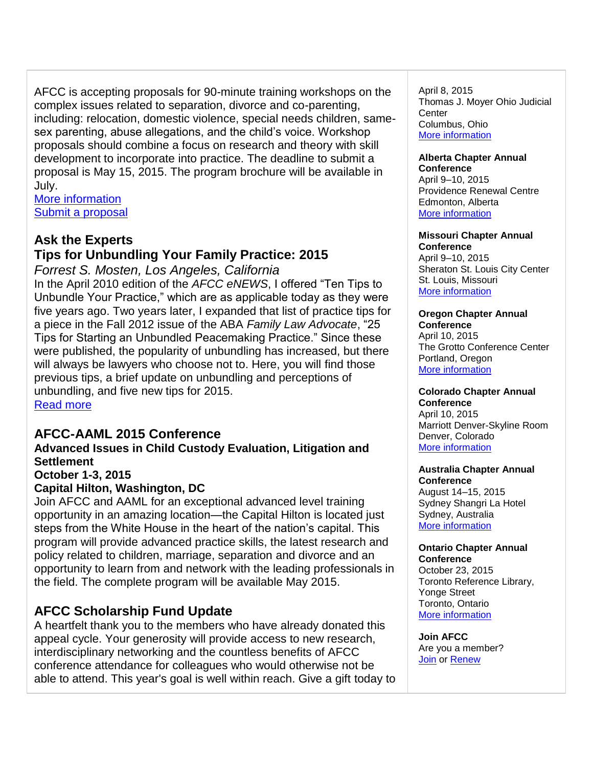AFCC is accepting proposals for 90-minute training workshops on the complex issues related to separation, divorce and co-parenting, including: relocation, domestic violence, special needs children, same-sex parenting, abuse allegations, and the child's voice. Workshop proposals should combine a focus on research and theory with skill development to incorporate into practice. The deadline to submit a proposal is May 15, 2015. The program brochure will be available in July.
More information
Submit a proposal

## Ask the Experts
## Tips for Unbundling Your Family Practice: 2015

*Forrest S. Mosten, Los Angeles, California*

In the April 2010 edition of the *AFCC eNEWS*, I offered "Ten Tips to Unbundle Your Practice," which are as applicable today as they were five years ago. Two years later, I expanded that list of practice tips for a piece in the Fall 2012 issue of the ABA *Family Law Advocate*, "25 Tips for Starting an Unbundled Peacemaking Practice." Since these were published, the popularity of unbundling has increased, but there will always be lawyers who choose not to. Here, you will find those previous tips, a brief update on unbundling and perceptions of unbundling, and five new tips for 2015.
Read more

## AFCC-AAML 2015 Conference

**Advanced Issues in Child Custody Evaluation, Litigation and Settlement**
**October 1-3, 2015**
**Capital Hilton, Washington, DC**

Join AFCC and AAML for an exceptional advanced level training opportunity in an amazing location—the Capital Hilton is located just steps from the White House in the heart of the nation's capital. This program will provide advanced practice skills, the latest research and policy related to children, marriage, separation and divorce and an opportunity to learn from and network with the leading professionals in the field. The complete program will be available May 2015.

## AFCC Scholarship Fund Update

A heartfelt thank you to the members who have already donated this appeal cycle. Your generosity will provide access to new research, interdisciplinary networking and the countless benefits of AFCC conference attendance for colleagues who would otherwise not be able to attend. This year's goal is well within reach. Give a gift today to

April 8, 2015
Thomas J. Moyer Ohio Judicial Center
Columbus, Ohio
More information

**Alberta Chapter Annual Conference**
April 9–10, 2015
Providence Renewal Centre
Edmonton, Alberta
More information

**Missouri Chapter Annual Conference**
April 9–10, 2015
Sheraton St. Louis City Center
St. Louis, Missouri
More information

**Oregon Chapter Annual Conference**
April 10, 2015
The Grotto Conference Center
Portland, Oregon
More information

**Colorado Chapter Annual Conference**
April 10, 2015
Marriott Denver-Skyline Room
Denver, Colorado
More information

**Australia Chapter Annual Conference**
August 14–15, 2015
Sydney Shangri La Hotel
Sydney, Australia
More information

**Ontario Chapter Annual Conference**
October 23, 2015
Toronto Reference Library, Yonge Street
Toronto, Ontario
More information

**Join AFCC**
Are you a member?
Join or Renew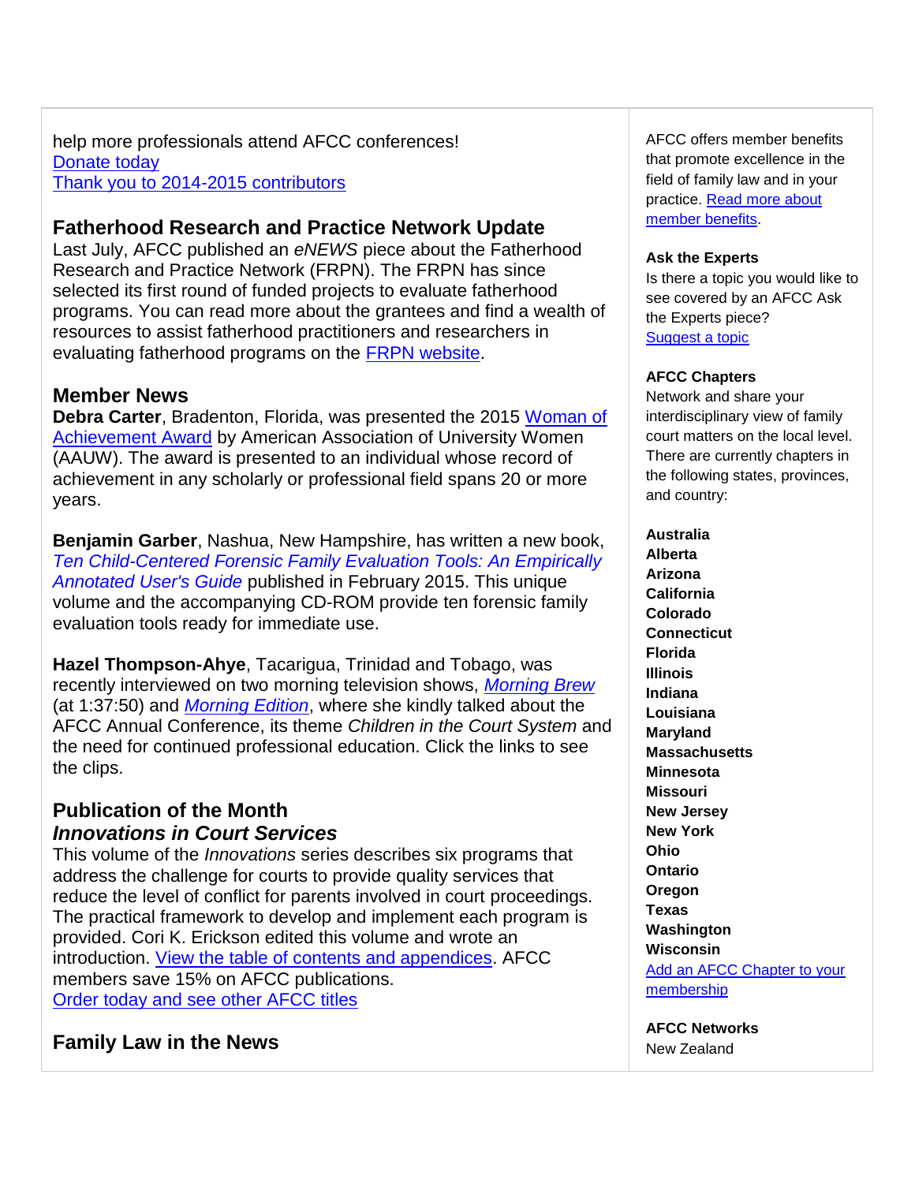help more professionals attend AFCC conferences!
Donate today
Thank you to 2014-2015 contributors

## Fatherhood Research and Practice Network Update

Last July, AFCC published an *eNEWS* piece about the Fatherhood Research and Practice Network (FRPN). The FRPN has since selected its first round of funded projects to evaluate fatherhood programs. You can read more about the grantees and find a wealth of resources to assist fatherhood practitioners and researchers in evaluating fatherhood programs on the FRPN website.

## Member News

**Debra Carter**, Bradenton, Florida, was presented the 2015 Woman of Achievement Award by American Association of University Women (AAUW). The award is presented to an individual whose record of achievement in any scholarly or professional field spans 20 or more years.

**Benjamin Garber**, Nashua, New Hampshire, has written a new book, *Ten Child-Centered Forensic Family Evaluation Tools: An Empirically Annotated User's Guide* published in February 2015. This unique volume and the accompanying CD-ROM provide ten forensic family evaluation tools ready for immediate use.

**Hazel Thompson-Ahye**, Tacarigua, Trinidad and Tobago, was recently interviewed on two morning television shows, *Morning Brew* (at 1:37:50) and *Morning Edition*, where she kindly talked about the AFCC Annual Conference, its theme *Children in the Court System* and the need for continued professional education. Click the links to see the clips.

## Publication of the Month

### *Innovations in Court Services*

This volume of the *Innovations* series describes six programs that address the challenge for courts to provide quality services that reduce the level of conflict for parents involved in court proceedings. The practical framework to develop and implement each program is provided. Cori K. Erickson edited this volume and wrote an introduction. View the table of contents and appendices. AFCC members save 15% on AFCC publications.
Order today and see other AFCC titles

## Family Law in the News

AFCC offers member benefits that promote excellence in the field of family law and in your practice. Read more about member benefits.

**Ask the Experts**

Is there a topic you would like to see covered by an AFCC Ask the Experts piece?
Suggest a topic

**AFCC Chapters**

Network and share your interdisciplinary view of family court matters on the local level. There are currently chapters in the following states, provinces, and country:

**Australia**
**Alberta**
**Arizona**
**California**
**Colorado**
**Connecticut**
**Florida**
**Illinois**
**Indiana**
**Louisiana**
**Maryland**
**Massachusetts**
**Minnesota**
**Missouri**
**New Jersey**
**New York**
**Ohio**
**Ontario**
**Oregon**
**Texas**
**Washington**
**Wisconsin**

Add an AFCC Chapter to your membership

**AFCC Networks**

New Zealand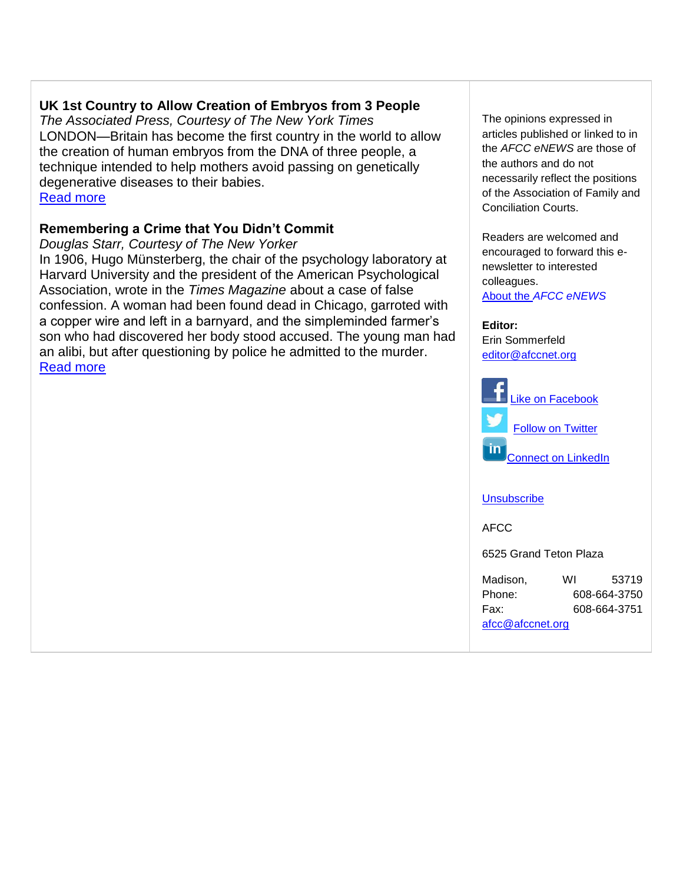**UK 1st Country to Allow Creation of Embryos from 3 People**

*The Associated Press, Courtesy of The New York Times*

LONDON—Britain has become the first country in the world to allow the creation of human embryos from the DNA of three people, a technique intended to help mothers avoid passing on genetically degenerative diseases to their babies.

Read more

**Remembering a Crime that You Didn't Commit**

*Douglas Starr, Courtesy of The New Yorker*

In 1906, Hugo Münsterberg, the chair of the psychology laboratory at Harvard University and the president of the American Psychological Association, wrote in the *Times Magazine* about a case of false confession. A woman had been found dead in Chicago, garroted with a copper wire and left in a barnyard, and the simpleminded farmer's son who had discovered her body stood accused. The young man had an alibi, but after questioning by police he admitted to the murder.

Read more

The opinions expressed in articles published or linked to in the *AFCC eNEWS* are those of the authors and do not necessarily reflect the positions of the Association of Family and Conciliation Courts.

Readers are welcomed and encouraged to forward this e-newsletter to interested colleagues.

About the *AFCC eNEWS*

**Editor:**
Erin Sommerfeld
editor@afccnet.org

Like on Facebook

Follow on Twitter

Connect on LinkedIn

Unsubscribe

AFCC

6525 Grand Teton Plaza

Madison, WI 53719
Phone: 608-664-3750
Fax: 608-664-3751
afcc@afccnet.org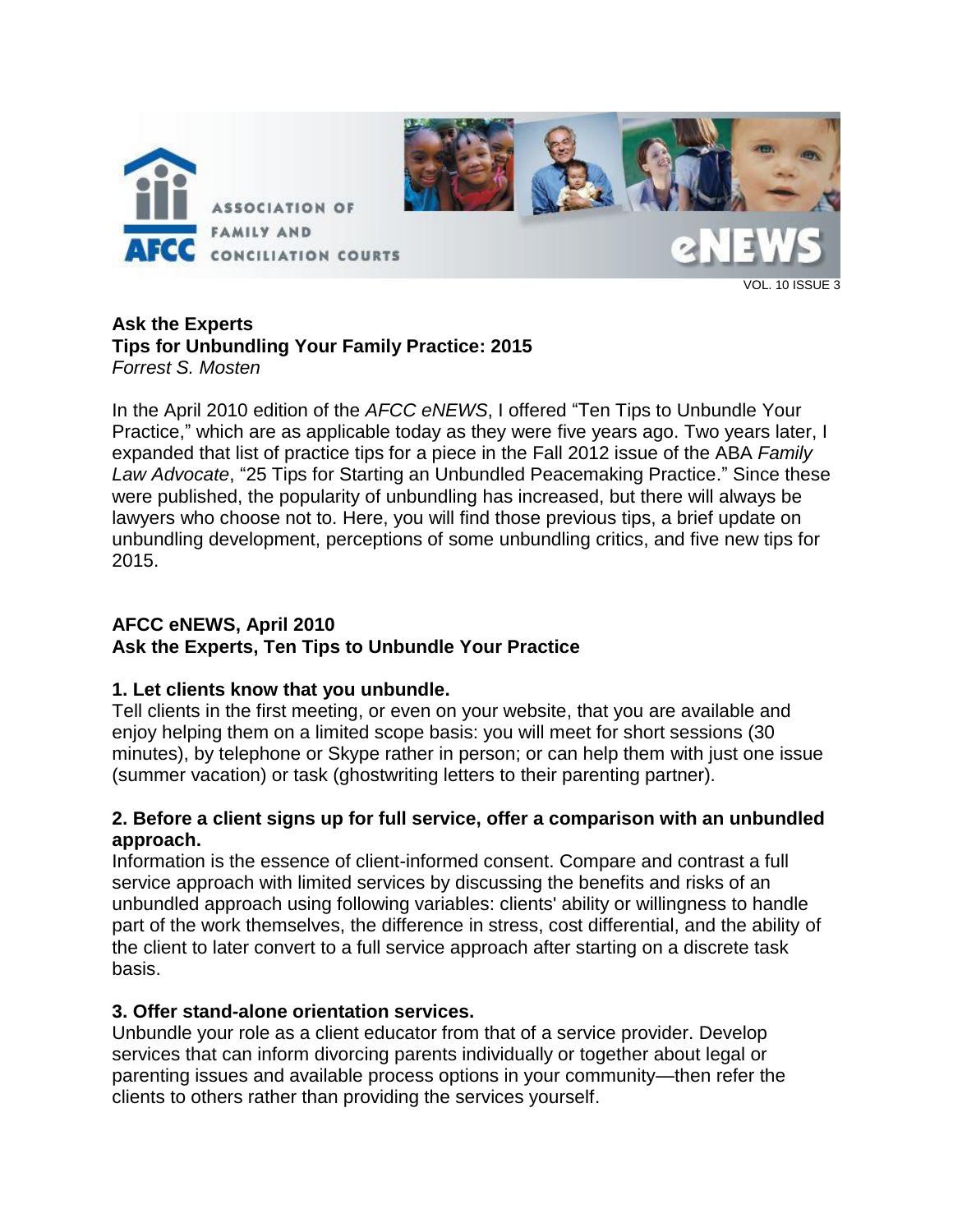### Ask the Experts
### Tips for Unbundling Your Family Practice: 2015
*Forrest S. Mosten*

In the April 2010 edition of the *AFCC eNEWS*, I offered "Ten Tips to Unbundle Your Practice," which are as applicable today as they were five years ago. Two years later, I expanded that list of practice tips for a piece in the Fall 2012 issue of the ABA *Family Law Advocate*, "25 Tips for Starting an Unbundled Peacemaking Practice." Since these were published, the popularity of unbundling has increased, but there will always be lawyers who choose not to. Here, you will find those previous tips, a brief update on unbundling development, perceptions of some unbundling critics, and five new tips for 2015.

### AFCC eNEWS, April 2010
### Ask the Experts, Ten Tips to Unbundle Your Practice

**1. Let clients know that you unbundle.**
Tell clients in the first meeting, or even on your website, that you are available and enjoy helping them on a limited scope basis: you will meet for short sessions (30 minutes), by telephone or Skype rather in person; or can help them with just one issue (summer vacation) or task (ghostwriting letters to their parenting partner).

**2. Before a client signs up for full service, offer a comparison with an unbundled approach.**
Information is the essence of client-informed consent. Compare and contrast a full service approach with limited services by discussing the benefits and risks of an unbundled approach using following variables: clients' ability or willingness to handle part of the work themselves, the difference in stress, cost differential, and the ability of the client to later convert to a full service approach after starting on a discrete task basis.

**3. Offer stand-alone orientation services.**
Unbundle your role as a client educator from that of a service provider. Develop services that can inform divorcing parents individually or together about legal or parenting issues and available process options in your community—then refer the clients to others rather than providing the services yourself.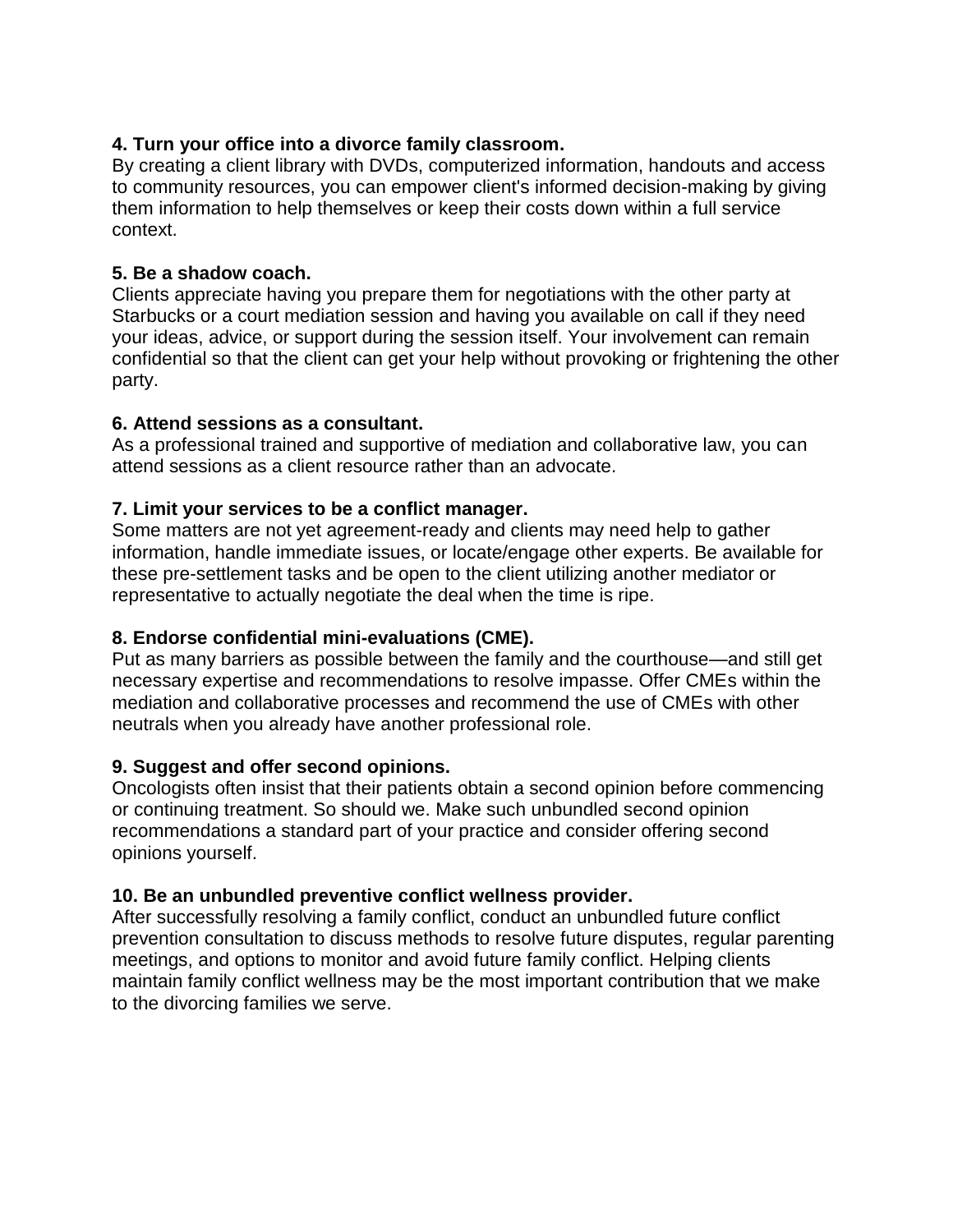**4. Turn your office into a divorce family classroom.**

By creating a client library with DVDs, computerized information, handouts and access to community resources, you can empower client's informed decision-making by giving them information to help themselves or keep their costs down within a full service context.

**5. Be a shadow coach.**

Clients appreciate having you prepare them for negotiations with the other party at Starbucks or a court mediation session and having you available on call if they need your ideas, advice, or support during the session itself. Your involvement can remain confidential so that the client can get your help without provoking or frightening the other party.

**6. Attend sessions as a consultant.**

As a professional trained and supportive of mediation and collaborative law, you can attend sessions as a client resource rather than an advocate.

**7. Limit your services to be a conflict manager.**

Some matters are not yet agreement-ready and clients may need help to gather information, handle immediate issues, or locate/engage other experts. Be available for these pre-settlement tasks and be open to the client utilizing another mediator or representative to actually negotiate the deal when the time is ripe.

**8. Endorse confidential mini-evaluations (CME).**

Put as many barriers as possible between the family and the courthouse—and still get necessary expertise and recommendations to resolve impasse. Offer CMEs within the mediation and collaborative processes and recommend the use of CMEs with other neutrals when you already have another professional role.

**9. Suggest and offer second opinions.**

Oncologists often insist that their patients obtain a second opinion before commencing or continuing treatment. So should we. Make such unbundled second opinion recommendations a standard part of your practice and consider offering second opinions yourself.

**10. Be an unbundled preventive conflict wellness provider.**

After successfully resolving a family conflict, conduct an unbundled future conflict prevention consultation to discuss methods to resolve future disputes, regular parenting meetings, and options to monitor and avoid future family conflict. Helping clients maintain family conflict wellness may be the most important contribution that we make to the divorcing families we serve.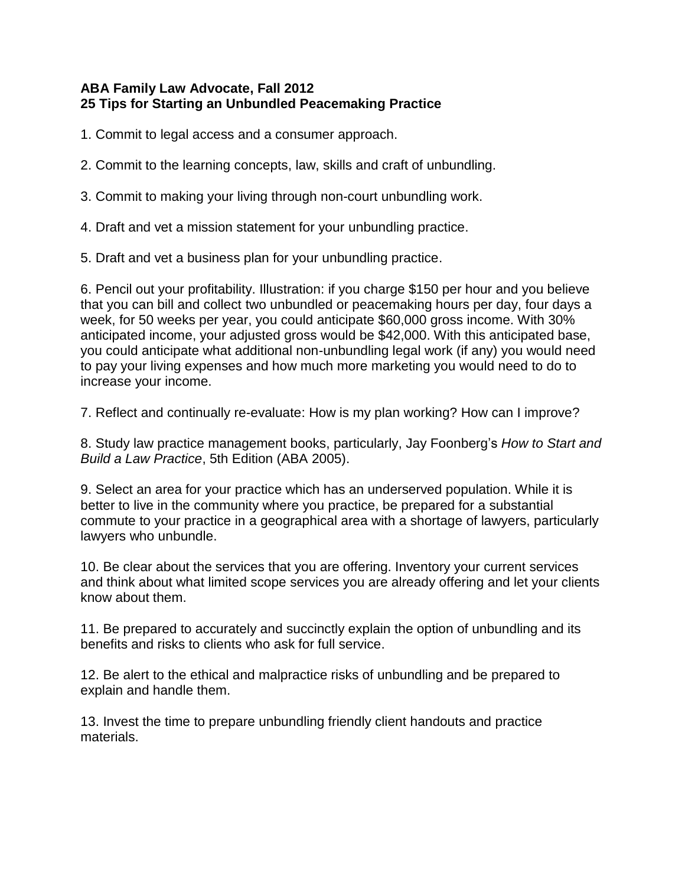**ABA Family Law Advocate, Fall 2012**
**25 Tips for Starting an Unbundled Peacemaking Practice**

1. Commit to legal access and a consumer approach.

2. Commit to the learning concepts, law, skills and craft of unbundling.

3. Commit to making your living through non-court unbundling work.

4. Draft and vet a mission statement for your unbundling practice.

5. Draft and vet a business plan for your unbundling practice.

6. Pencil out your profitability. Illustration: if you charge $150 per hour and you believe that you can bill and collect two unbundled or peacemaking hours per day, four days a week, for 50 weeks per year, you could anticipate $60,000 gross income. With 30% anticipated income, your adjusted gross would be $42,000. With this anticipated base, you could anticipate what additional non-unbundling legal work (if any) you would need to pay your living expenses and how much more marketing you would need to do to increase your income.

7. Reflect and continually re-evaluate: How is my plan working? How can I improve?

8. Study law practice management books, particularly, Jay Foonberg's *How to Start and Build a Law Practice*, 5th Edition (ABA 2005).

9. Select an area for your practice which has an underserved population. While it is better to live in the community where you practice, be prepared for a substantial commute to your practice in a geographical area with a shortage of lawyers, particularly lawyers who unbundle.

10. Be clear about the services that you are offering. Inventory your current services and think about what limited scope services you are already offering and let your clients know about them.

11. Be prepared to accurately and succinctly explain the option of unbundling and its benefits and risks to clients who ask for full service.

12. Be alert to the ethical and malpractice risks of unbundling and be prepared to explain and handle them.

13. Invest the time to prepare unbundling friendly client handouts and practice materials.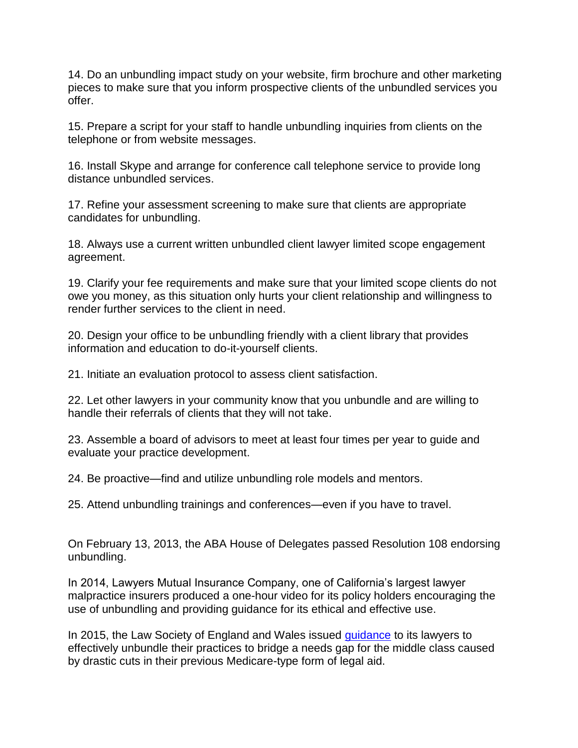14. Do an unbundling impact study on your website, firm brochure and other marketing pieces to make sure that you inform prospective clients of the unbundled services you offer.

15. Prepare a script for your staff to handle unbundling inquiries from clients on the telephone or from website messages.

16. Install Skype and arrange for conference call telephone service to provide long distance unbundled services.

17. Refine your assessment screening to make sure that clients are appropriate candidates for unbundling.

18. Always use a current written unbundled client lawyer limited scope engagement agreement.

19. Clarify your fee requirements and make sure that your limited scope clients do not owe you money, as this situation only hurts your client relationship and willingness to render further services to the client in need.

20. Design your office to be unbundling friendly with a client library that provides information and education to do-it-yourself clients.

21. Initiate an evaluation protocol to assess client satisfaction.

22. Let other lawyers in your community know that you unbundle and are willing to handle their referrals of clients that they will not take.

23. Assemble a board of advisors to meet at least four times per year to guide and evaluate your practice development.

24. Be proactive—find and utilize unbundling role models and mentors.

25. Attend unbundling trainings and conferences—even if you have to travel.

On February 13, 2013, the ABA House of Delegates passed Resolution 108 endorsing unbundling.

In 2014, Lawyers Mutual Insurance Company, one of California's largest lawyer malpractice insurers produced a one-hour video for its policy holders encouraging the use of unbundling and providing guidance for its ethical and effective use.

In 2015, the Law Society of England and Wales issued guidance to its lawyers to effectively unbundle their practices to bridge a needs gap for the middle class caused by drastic cuts in their previous Medicare-type form of legal aid.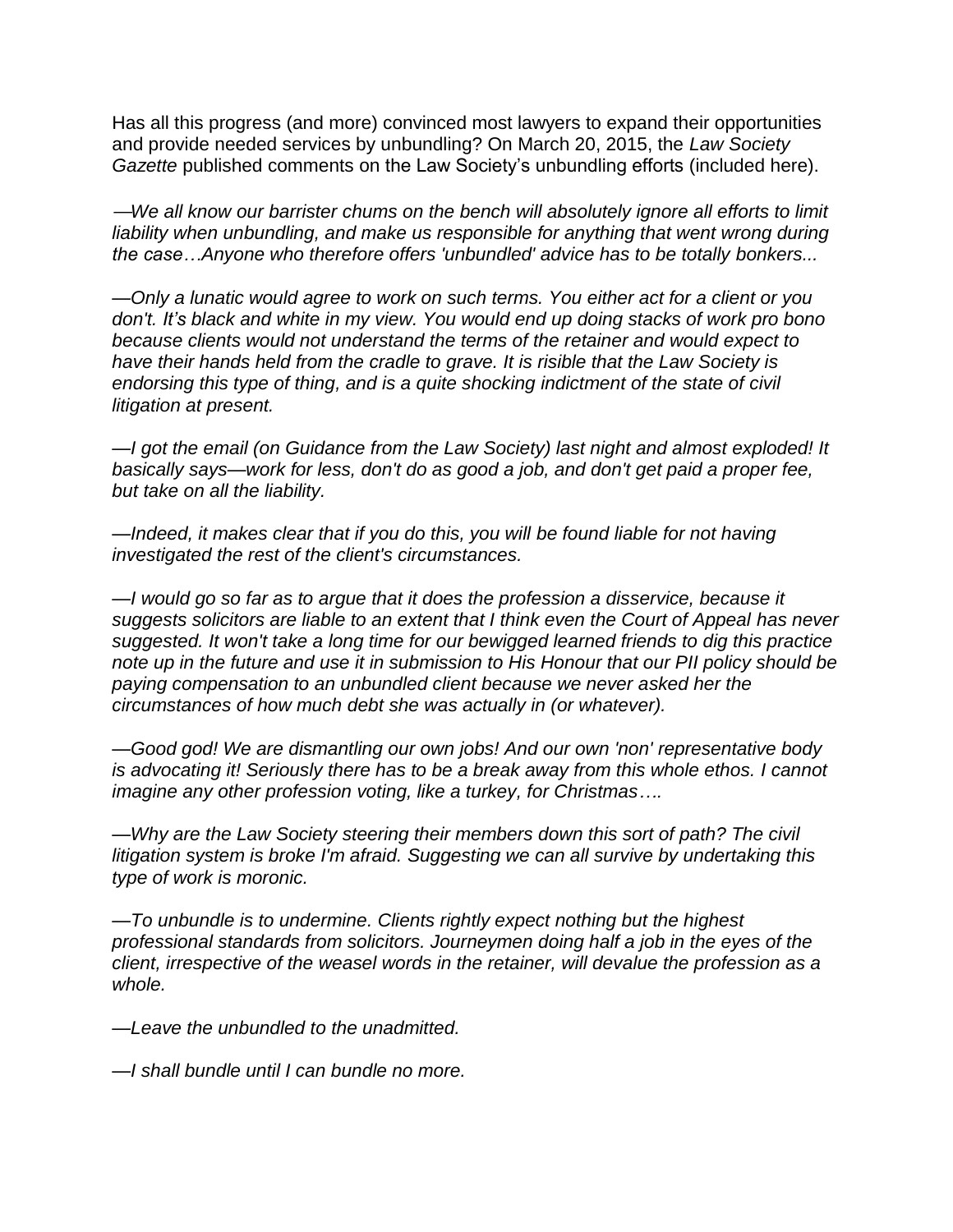Has all this progress (and more) convinced most lawyers to expand their opportunities and provide needed services by unbundling? On March 20, 2015, the *Law Society Gazette* published comments on the Law Society's unbundling efforts (included here).

*—We all know our barrister chums on the bench will absolutely ignore all efforts to limit liability when unbundling, and make us responsible for anything that went wrong during the case…Anyone who therefore offers 'unbundled' advice has to be totally bonkers...*

*—Only a lunatic would agree to work on such terms. You either act for a client or you don't. It's black and white in my view. You would end up doing stacks of work pro bono because clients would not understand the terms of the retainer and would expect to have their hands held from the cradle to grave. It is risible that the Law Society is endorsing this type of thing, and is a quite shocking indictment of the state of civil litigation at present.*

*—I got the email (on Guidance from the Law Society) last night and almost exploded! It basically says—work for less, don't do as good a job, and don't get paid a proper fee, but take on all the liability.*

*—Indeed, it makes clear that if you do this, you will be found liable for not having investigated the rest of the client's circumstances.*

*—I would go so far as to argue that it does the profession a disservice, because it suggests solicitors are liable to an extent that I think even the Court of Appeal has never suggested. It won't take a long time for our bewigged learned friends to dig this practice note up in the future and use it in submission to His Honour that our PII policy should be paying compensation to an unbundled client because we never asked her the circumstances of how much debt she was actually in (or whatever).*

*—Good god! We are dismantling our own jobs! And our own 'non' representative body is advocating it! Seriously there has to be a break away from this whole ethos. I cannot imagine any other profession voting, like a turkey, for Christmas….*

*—Why are the Law Society steering their members down this sort of path? The civil litigation system is broke I'm afraid. Suggesting we can all survive by undertaking this type of work is moronic.*

*—To unbundle is to undermine. Clients rightly expect nothing but the highest professional standards from solicitors. Journeymen doing half a job in the eyes of the client, irrespective of the weasel words in the retainer, will devalue the profession as a whole.*

*—Leave the unbundled to the unadmitted.*

*—I shall bundle until I can bundle no more.*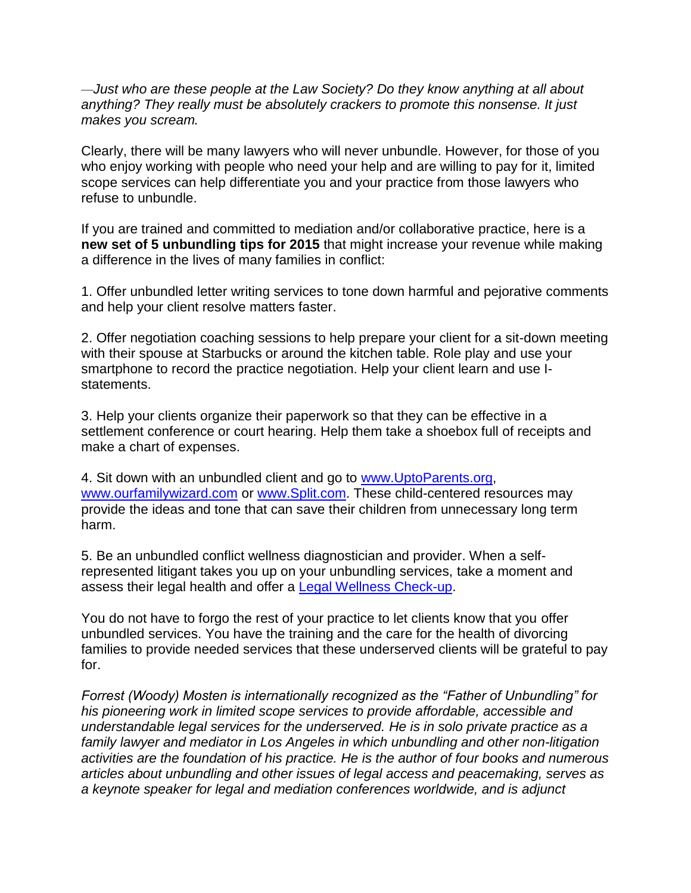—*Just who are these people at the Law Society? Do they know anything at all about anything? They really must be absolutely crackers to promote this nonsense. It just makes you scream.*

Clearly, there will be many lawyers who will never unbundle. However, for those of you who enjoy working with people who need your help and are willing to pay for it, limited scope services can help differentiate you and your practice from those lawyers who refuse to unbundle.

If you are trained and committed to mediation and/or collaborative practice, here is a **new set of 5 unbundling tips for 2015** that might increase your revenue while making a difference in the lives of many families in conflict:

1. Offer unbundled letter writing services to tone down harmful and pejorative comments and help your client resolve matters faster.

2. Offer negotiation coaching sessions to help prepare your client for a sit-down meeting with their spouse at Starbucks or around the kitchen table. Role play and use your smartphone to record the practice negotiation. Help your client learn and use I-statements.

3. Help your clients organize their paperwork so that they can be effective in a settlement conference or court hearing. Help them take a shoebox full of receipts and make a chart of expenses.

4. Sit down with an unbundled client and go to www.UptoParents.org, www.ourfamilywizard.com or www.Split.com. These child-centered resources may provide the ideas and tone that can save their children from unnecessary long term harm.

5. Be an unbundled conflict wellness diagnostician and provider. When a self-represented litigant takes you up on your unbundling services, take a moment and assess their legal health and offer a Legal Wellness Check-up.

You do not have to forgo the rest of your practice to let clients know that you offer unbundled services. You have the training and the care for the health of divorcing families to provide needed services that these underserved clients will be grateful to pay for.

*Forrest (Woody) Mosten is internationally recognized as the "Father of Unbundling" for his pioneering work in limited scope services to provide affordable, accessible and understandable legal services for the underserved. He is in solo private practice as a family lawyer and mediator in Los Angeles in which unbundling and other non-litigation activities are the foundation of his practice. He is the author of four books and numerous articles about unbundling and other issues of legal access and peacemaking, serves as a keynote speaker for legal and mediation conferences worldwide, and is adjunct*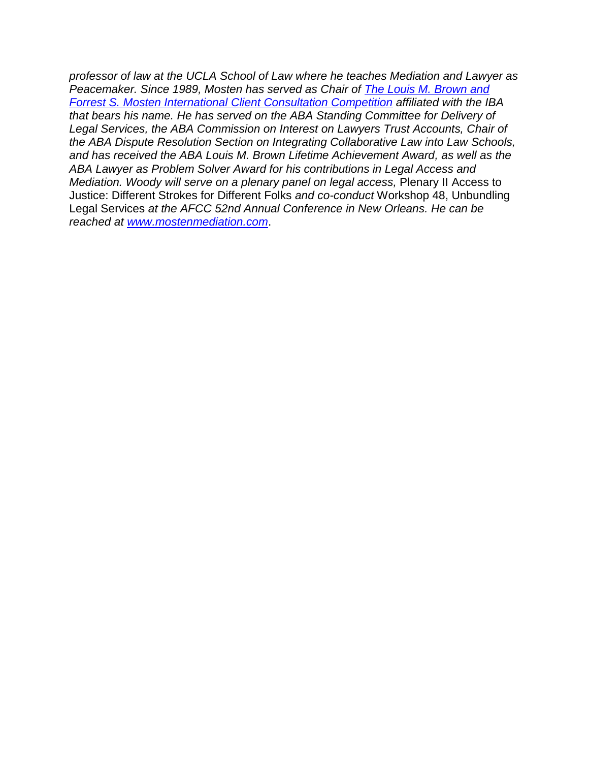*professor of law at the UCLA School of Law where he teaches Mediation and Lawyer as Peacemaker. Since 1989, Mosten has served as Chair of [The Louis M. Brown and Forrest S. Mosten International Client Consultation Competition](#) affiliated with the IBA that bears his name. He has served on the ABA Standing Committee for Delivery of Legal Services, the ABA Commission on Interest on Lawyers Trust Accounts, Chair of the ABA Dispute Resolution Section on Integrating Collaborative Law into Law Schools, and has received the ABA Louis M. Brown Lifetime Achievement Award, as well as the ABA Lawyer as Problem Solver Award for his contributions in Legal Access and Mediation. Woody will serve on a plenary panel on legal access,* Plenary II Access to Justice: Different Strokes for Different Folks *and co-conduct* Workshop 48, Unbundling Legal Services *at the AFCC 52nd Annual Conference in New Orleans. He can be reached at [www.mostenmediation.com](http://www.mostenmediation.com).*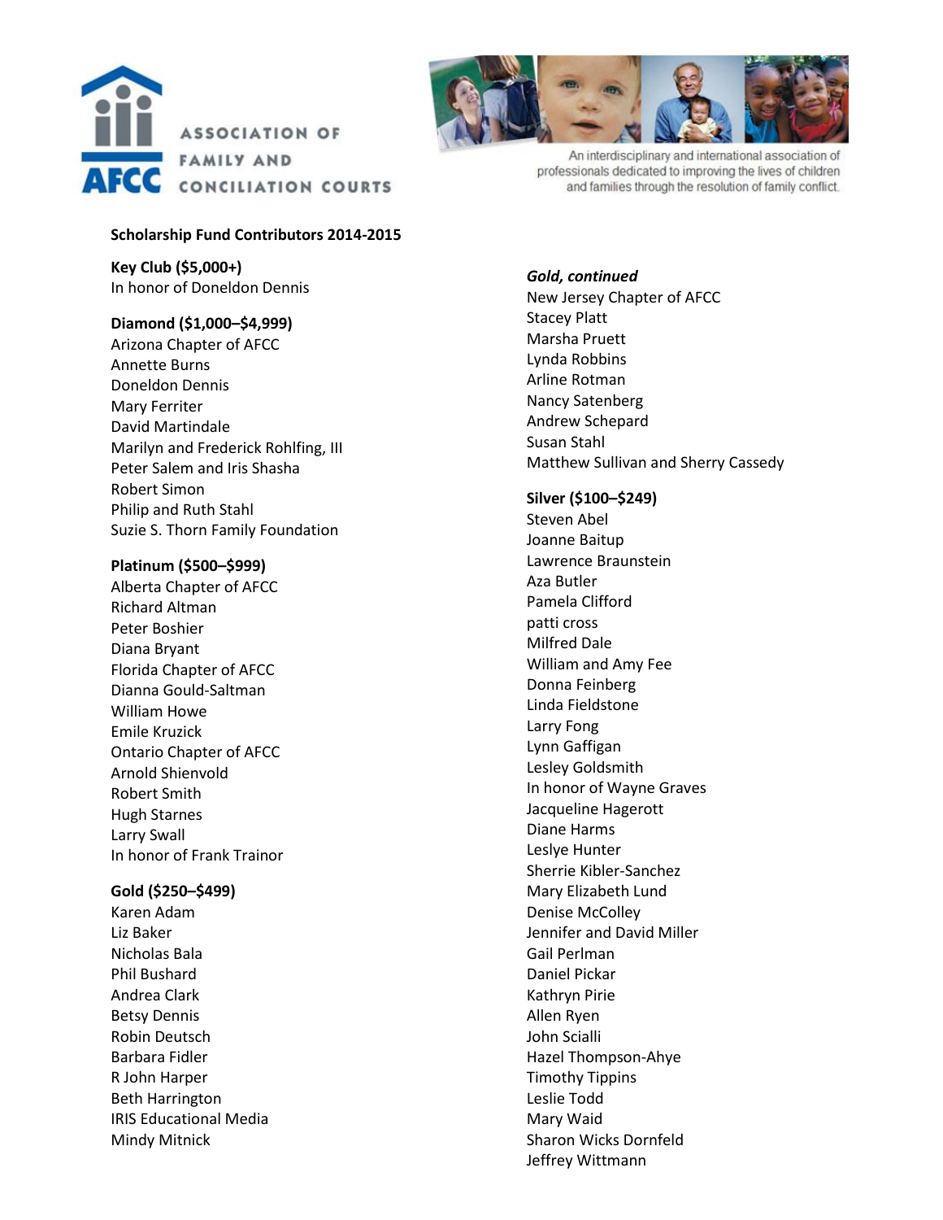ASSOCIATION OF FAMILY AND CONCILIATION COURTS

AFCC

An interdisciplinary and international association of professionals dedicated to improving the lives of children and families through the resolution of family conflict.

**Scholarship Fund Contributors 2014-2015**

**Key Club ($5,000+)**
In honor of Doneldon Dennis

**Diamond ($1,000–$4,999)**
Arizona Chapter of AFCC
Annette Burns
Doneldon Dennis
Mary Ferriter
David Martindale
Marilyn and Frederick Rohlfing, III
Peter Salem and Iris Shasha
Robert Simon
Philip and Ruth Stahl
Suzie S. Thorn Family Foundation

**Platinum ($500–$999)**
Alberta Chapter of AFCC
Richard Altman
Peter Boshier
Diana Bryant
Florida Chapter of AFCC
Dianna Gould-Saltman
William Howe
Emile Kruzick
Ontario Chapter of AFCC
Arnold Shienvold
Robert Smith
Hugh Starnes
Larry Swall
In honor of Frank Trainor

**Gold ($250–$499)**
Karen Adam
Liz Baker
Nicholas Bala
Phil Bushard
Andrea Clark
Betsy Dennis
Robin Deutsch
Barbara Fidler
R John Harper
Beth Harrington
IRIS Educational Media
Mindy Mitnick

***Gold, continued***
New Jersey Chapter of AFCC
Stacey Platt
Marsha Pruett
Lynda Robbins
Arline Rotman
Nancy Satenberg
Andrew Schepard
Susan Stahl
Matthew Sullivan and Sherry Cassedy

**Silver ($100–$249)**
Steven Abel
Joanne Baitup
Lawrence Braunstein
Aza Butler
Pamela Clifford
patti cross
Milfred Dale
William and Amy Fee
Donna Feinberg
Linda Fieldstone
Larry Fong
Lynn Gaffigan
Lesley Goldsmith
In honor of Wayne Graves
Jacqueline Hagerott
Diane Harms
Leslye Hunter
Sherrie Kibler-Sanchez
Mary Elizabeth Lund
Denise McColley
Jennifer and David Miller
Gail Perlman
Daniel Pickar
Kathryn Pirie
Allen Ryen
John Scialli
Hazel Thompson-Ahye
Timothy Tippins
Leslie Todd
Mary Waid
Sharon Wicks Dornfeld
Jeffrey Wittmann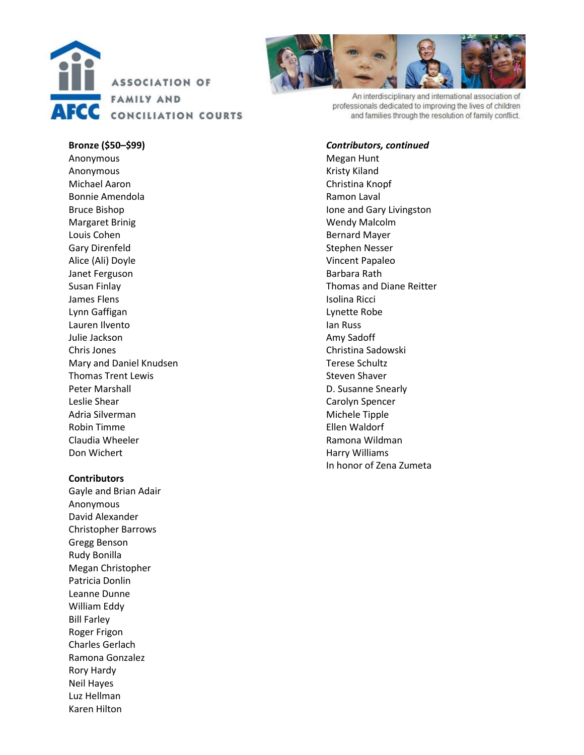ASSOCIATION OF FAMILY AND CONCILIATION COURTS

AFCC

An interdisciplinary and international association of professionals dedicated to improving the lives of children and families through the resolution of family conflict.

**Bronze ($50–$99)**

Anonymous
Anonymous
Michael Aaron
Bonnie Amendola
Bruce Bishop
Margaret Brinig
Louis Cohen
Gary Direnfeld
Alice (Ali) Doyle
Janet Ferguson
Susan Finlay
James Flens
Lynn Gaffigan
Lauren Ilvento
Julie Jackson
Chris Jones
Mary and Daniel Knudsen
Thomas Trent Lewis
Peter Marshall
Leslie Shear
Adria Silverman
Robin Timme
Claudia Wheeler
Don Wichert

**Contributors**

Gayle and Brian Adair
Anonymous
David Alexander
Christopher Barrows
Gregg Benson
Rudy Bonilla
Megan Christopher
Patricia Donlin
Leanne Dunne
William Eddy
Bill Farley
Roger Frigon
Charles Gerlach
Ramona Gonzalez
Rory Hardy
Neil Hayes
Luz Hellman
Karen Hilton

***Contributors, continued***

Megan Hunt
Kristy Kiland
Christina Knopf
Ramon Laval
Ione and Gary Livingston
Wendy Malcolm
Bernard Mayer
Stephen Nesser
Vincent Papaleo
Barbara Rath
Thomas and Diane Reitter
Isolina Ricci
Lynette Robe
Ian Russ
Amy Sadoff
Christina Sadowski
Terese Schultz
Steven Shaver
D. Susanne Snearly
Carolyn Spencer
Michele Tipple
Ellen Waldorf
Ramona Wildman
Harry Williams
In honor of Zena Zumeta